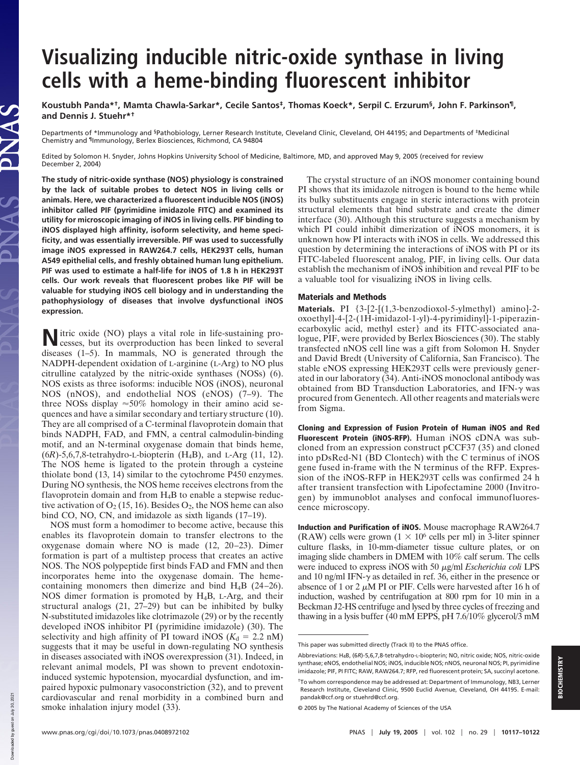# Visualizing inducible nitric-oxide synthase in living cells with a heme-binding fluorescent inhibitor

Koustubh Panda*[†], Mamta Chawla-Sarkar*, Cecile Santos[‡], Thomas Koeck*, Serpil C. Erzurum[§], John F. Parkinson[¶], and Dennis J. Stuehr*[†]

Departments of *Immunology and [§]Pathobiology, Lerner Research Institute, Cleveland Clinic, Cleveland, OH 44195; and Departments of [‡]Medicinal Chemistry and [¶]Immunology, Berlex Biosciences, Richmond, CA 94804

Edited by Solomon H. Snyder, Johns Hopkins University School of Medicine, Baltimore, MD, and approved May 9, 2005 (received for review December 2, 2004)

**The study of nitric-oxide synthase (NOS) physiology in living cells is constrained by the lack of suitable probes to detect NOS in living cells or animals. Here, we characterized a fluorescent inducible NOS (iNOS) inhibitor called PIF (pyrimidine imidazole FITC) and examined its utility for microscopic imaging of iNOS in living cells. PIF binding to iNOS displayed high affinity, isoform selectivity, and heme specificity, and was essentially irreversible. PIF was used to successfully image iNOS expressed in RAW264.7 cells, HEK293T cells, human A549 epithelial cells, and freshly obtained human lung epithelium. PIF was used to estimate a half-life for iNOS of 1.8 h in HEK293T cells. Our work reveals that fluorescent probes like PIF will be valuable for studying iNOS cell biology and in understanding the pathophysiology of diseases that involve dysfunctional iNOS expression.**

Nitric oxide (NO) plays a vital role in life-sustaining processes, but its overproduction has been linked to several diseases (1–5). In mammals, NO is generated through the NADPH-dependent oxidation of L-arginine (L-Arg) to NO plus citrulline catalyzed by the nitric-oxide synthases (NOSs) (6). NOS exists as three isoforms: inducible NOS (iNOS), neuronal NOS (nNOS), and endothelial NOS (eNOS) (7–9). The three NOSs display ≈50% homology in their amino acid sequences and have a similar secondary and tertiary structure (10). They are all comprised of a C-terminal flavoprotein domain that binds NADPH, FAD, and FMN, a central calmodulin-binding motif, and an N-terminal oxygenase domain that binds heme, (6*R*)-5,6,7,8-tetrahydro-L-biopterin ($H_4B$), and L-Arg (11, 12). The NOS heme is ligated to the protein through a cysteine thiolate bond (13, 14) similar to the cytochrome P450 enzymes. During NO synthesis, the NOS heme receives electrons from the flavoprotein domain and from $H_4B$ to enable a stepwise reductive activation of $O_2$ (15, 16). Besides $O_2$, the NOS heme can also bind CO, NO, CN, and imidazole as sixth ligands (17–19).

NOS must form a homodimer to become active, because this enables its flavoprotein domain to transfer electrons to the oxygenase domain where NO is made (12, 20–23). Dimer formation is part of a multistep process that creates an active NOS. The NOS polypeptide first binds FAD and FMN and then incorporates heme into the oxygenase domain. The heme-containing monomers then dimerize and bind $H_4B$ (24–26). NOS dimer formation is promoted by $H_4B$, L-Arg, and their structural analogs (21, 27–29) but can be inhibited by bulky N-substituted imidazoles like clotrimazole (29) or by the recently developed iNOS inhibitor PI (pyrimidine imidazole) (30). The selectivity and high affinity of PI toward iNOS ($K_d$ = 2.2 nM) suggests that it may be useful in down-regulating NO synthesis in diseases associated with iNOS overexpression (31). Indeed, in relevant animal models, PI was shown to prevent endotoxin-induced systemic hypotension, myocardial dysfunction, and impaired hypoxic pulmonary vasoconstriction (32), and to prevent cardiovascular and renal morbidity in a combined burn and smoke inhalation injury model (33).

The crystal structure of an iNOS monomer containing bound PI shows that its imidazole nitrogen is bound to the heme while its bulky substituents engage in steric interactions with protein structural elements that bind substrate and create the dimer interface (30). Although this structure suggests a mechanism by which PI could inhibit dimerization of iNOS monomers, it is unknown how PI interacts with iNOS in cells. We addressed this question by determining the interactions of iNOS with PI or its FITC-labeled fluorescent analog, PIF, in living cells. Our data establish the mechanism of iNOS inhibition and reveal PIF to be a valuable tool for visualizing iNOS in living cells.

## Materials and Methods

**Materials.** PI {3-[2-[(1,3-benzodioxol-5-ylmethyl) amino]-2-oxoethyl]-4-[2-(1H-imidazol-1-yl)-4-pyrimidinyl]-1-piperazinecarboxylic acid, methyl ester} and its FITC-associated analogue, PIF, were provided by Berlex Biosciences (30). The stably transfected nNOS cell line was a gift from Solomon H. Snyder and David Bredt (University of California, San Francisco). The stable eNOS expressing HEK293T cells were previously generated in our laboratory (34). Anti-iNOS monoclonal antibody was obtained from BD Transduction Laboratories, and IFN-γ was procured from Genentech. All other reagents and materials were from Sigma.

**Cloning and Expression of Fusion Protein of Human iNOS and Red Fluorescent Protein (iNOS-RFP).** Human iNOS cDNA was subcloned from an expression construct pCCF37 (35) and cloned into pDsRed-N1 (BD Clontech) with the C terminus of iNOS gene fused in-frame with the N terminus of the RFP. Expression of the iNOS-RFP in HEK293T cells was confirmed 24 h after transient transfection with Lipofectamine 2000 (Invitrogen) by immunoblot analyses and confocal immunofluorescence microscopy.

**Induction and Purification of iNOS.** Mouse macrophage RAW264.7 (RAW) cells were grown ($1 \times 10^6$ cells per ml) in 3-liter spinner culture flasks, in 10-mm-diameter tissue culture plates, or on imaging slide chambers in DMEM with 10% calf serum. The cells were induced to express iNOS with 50 μg/ml *Escherichia coli* LPS and 10 ng/ml IFN-γ as detailed in ref. 36, either in the presence or absence of 1 or 2 μM PI or PIF. Cells were harvested after 16 h of induction, washed by centrifugation at 800 rpm for 10 min in a Beckman J2-HS centrifuge and lysed by three cycles of freezing and thawing in a lysis buffer (40 mM EPPS, pH 7.6/10% glycerol/3 mM

This paper was submitted directly (Track II) to the PNAS office.

Abbreviations: $H_4B$, (6*R*)-5,6,7,8-tetrahydro-L-biopterin; NO, nitric oxide; NOS, nitric-oxide synthase; eNOS, endothelial NOS; iNOS, inducible NOS; nNOS, neuronal NOS; PI, pyrimidine imidazole; PIF, PI FITC; RAW, RAW264.7; RFP, red fluorescent protein; SA, succinyl acetone.

[†]To whom correspondence may be addressed at: Department of Immunology, NB3, Lerner Research Institute, Cleveland Clinic, 9500 Euclid Avenue, Cleveland, OH 44195. E-mail: pandak@ccf.org or stuehrd@ccf.org.

© 2005 by The National Academy of Sciences of the USA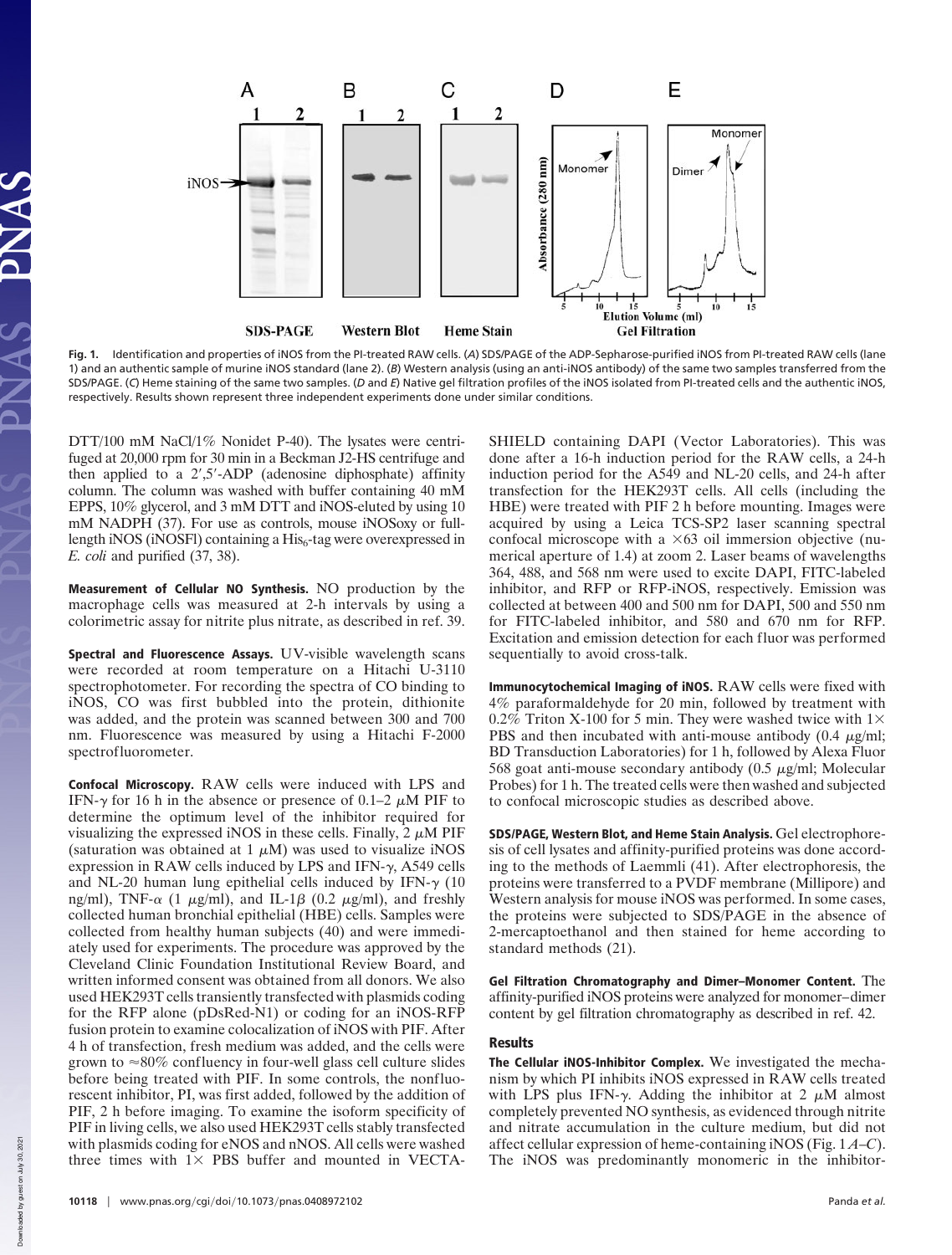Fig. 1. Identification and properties of iNOS from the PI-treated RAW cells. (*A*) SDS/PAGE of the ADP-Sepharose-purified iNOS from PI-treated RAW cells (lane 1) and an authentic sample of murine iNOS standard (lane 2). (*B*) Western analysis (using an anti-iNOS antibody) of the same two samples transferred from the SDS/PAGE. (*C*) Heme staining of the same two samples. (*D* and *E*) Native gel filtration profiles of the iNOS isolated from PI-treated cells and the authentic iNOS, respectively. Results shown represent three independent experiments done under similar conditions.

DTT/100 mM NaCl/1% Nonidet P-40). The lysates were centrifuged at 20,000 rpm for 30 min in a Beckman J2-HS centrifuge and then applied to a 2′,5′-ADP (adenosine diphosphate) affinity column. The column was washed with buffer containing 40 mM EPPS, 10% glycerol, and 3 mM DTT and iNOS-eluted by using 10 mM NADPH (37). For use as controls, mouse iNOSoxy or full-length iNOS (iNOSFl) containing a $His_6$-tag were overexpressed in *E. coli* and purified (37, 38).

**Measurement of Cellular NO Synthesis.** NO production by the macrophage cells was measured at 2-h intervals by using a colorimetric assay for nitrite plus nitrate, as described in ref. 39.

**Spectral and Fluorescence Assays.** UV-visible wavelength scans were recorded at room temperature on a Hitachi U-3110 spectrophotometer. For recording the spectra of CO binding to iNOS, CO was first bubbled into the protein, dithionite was added, and the protein was scanned between 300 and 700 nm. Fluorescence was measured by using a Hitachi F-2000 spectrofluorometer.

**Confocal Microscopy.** RAW cells were induced with LPS and IFN-γ for 16 h in the absence or presence of 0.1–2 μM PIF to determine the optimum level of the inhibitor required for visualizing the expressed iNOS in these cells. Finally, 2 μM PIF (saturation was obtained at 1 μM) was used to visualize iNOS expression in RAW cells induced by LPS and IFN-γ, A549 cells and NL-20 human lung epithelial cells induced by IFN-γ (10 ng/ml), TNF-α (1 μg/ml), and IL-1β (0.2 μg/ml), and freshly collected human bronchial epithelial (HBE) cells. Samples were collected from healthy human subjects (40) and were immediately used for experiments. The procedure was approved by the Cleveland Clinic Foundation Institutional Review Board, and written informed consent was obtained from all donors. We also used HEK293T cells transiently transfected with plasmids coding for the RFP alone (pDsRed-N1) or coding for an iNOS-RFP fusion protein to examine colocalization of iNOS with PIF. After 4 h of transfection, fresh medium was added, and the cells were grown to ≈80% confluency in four-well glass cell culture slides before being treated with PIF. In some controls, the nonfluorescent inhibitor, PI, was first added, followed by the addition of PIF, 2 h before imaging. To examine the isoform specificity of PIF in living cells, we also used HEK293T cells stably transfected with plasmids coding for eNOS and nNOS. All cells were washed three times with 1× PBS buffer and mounted in VECTASHIELD containing DAPI (Vector Laboratories). This was done after a 16-h induction period for the RAW cells, a 24-h induction period for the A549 and NL-20 cells, and 24-h after transfection for the HEK293T cells. All cells (including the HBE) were treated with PIF 2 h before mounting. Images were acquired by using a Leica TCS-SP2 laser scanning spectral confocal microscope with a ×63 oil immersion objective (numerical aperture of 1.4) at zoom 2. Laser beams of wavelengths 364, 488, and 568 nm were used to excite DAPI, FITC-labeled inhibitor, and RFP or RFP-iNOS, respectively. Emission was collected at between 400 and 500 nm for DAPI, 500 and 550 nm for FITC-labeled inhibitor, and 580 and 670 nm for RFP. Excitation and emission detection for each fluor was performed sequentially to avoid cross-talk.

**Immunocytochemical Imaging of iNOS.** RAW cells were fixed with 4% paraformaldehyde for 20 min, followed by treatment with 0.2% Triton X-100 for 5 min. They were washed twice with 1× PBS and then incubated with anti-mouse antibody (0.4 μg/ml; BD Transduction Laboratories) for 1 h, followed by Alexa Fluor 568 goat anti-mouse secondary antibody (0.5 μg/ml; Molecular Probes) for 1 h. The treated cells were then washed and subjected to confocal microscopic studies as described above.

**SDS/PAGE, Western Blot, and Heme Stain Analysis.** Gel electrophoresis of cell lysates and affinity-purified proteins was done according to the methods of Laemmli (41). After electrophoresis, the proteins were transferred to a PVDF membrane (Millipore) and Western analysis for mouse iNOS was performed. In some cases, the proteins were subjected to SDS/PAGE in the absence of 2-mercaptoethanol and then stained for heme according to standard methods (21).

**Gel Filtration Chromatography and Dimer–Monomer Content.** The affinity-purified iNOS proteins were analyzed for monomer–dimer content by gel filtration chromatography as described in ref. 42.

## Results

**The Cellular iNOS-Inhibitor Complex.** We investigated the mechanism by which PI inhibits iNOS expressed in RAW cells treated with LPS plus IFN-γ. Adding the inhibitor at 2 μM almost completely prevented NO synthesis, as evidenced through nitrite and nitrate accumulation in the culture medium, but did not affect cellular expression of heme-containing iNOS (Fig. 1 *A*–*C*). The iNOS was predominantly monomeric in the inhibitor-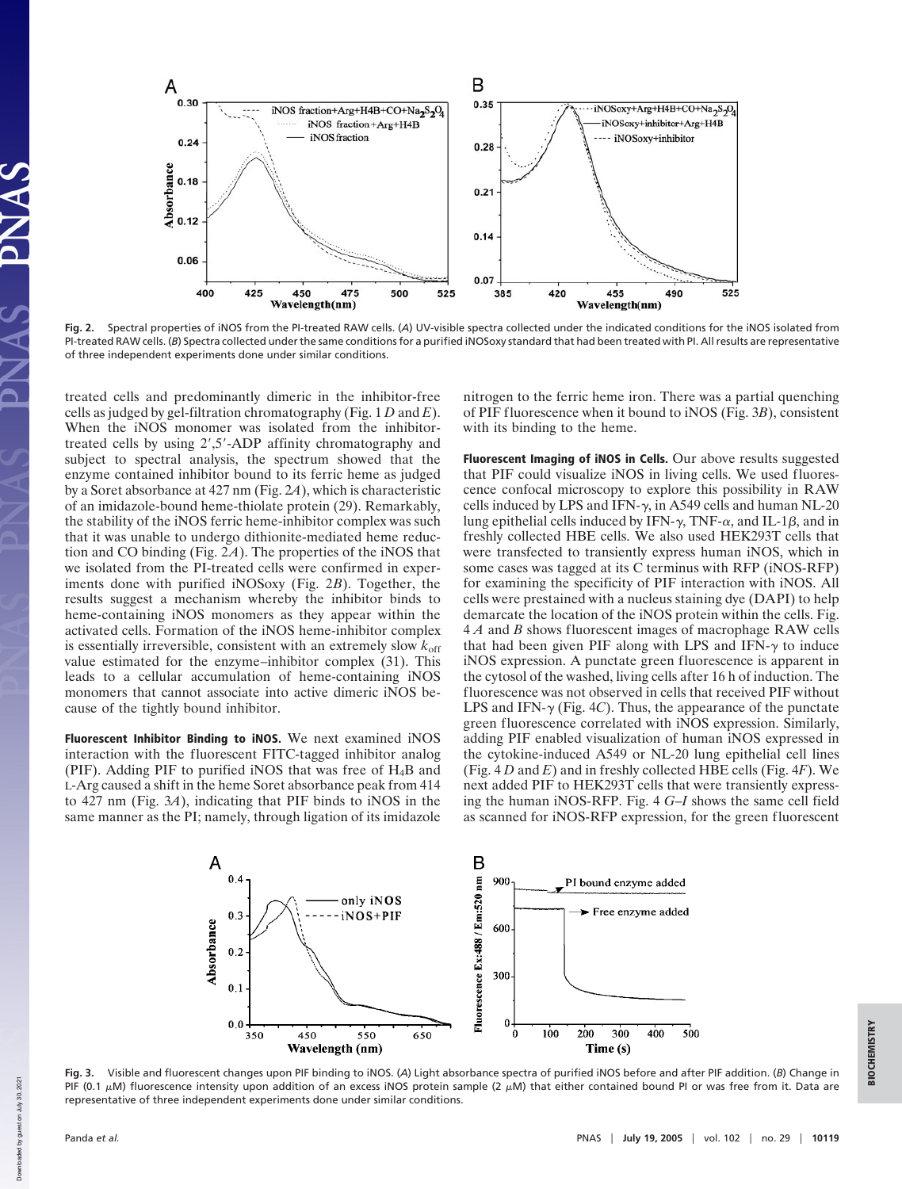Fig. 2. Spectral properties of iNOS from the PI-treated RAW cells. (*A*) UV-visible spectra collected under the indicated conditions for the iNOS isolated from PI-treated RAW cells. (*B*) Spectra collected under the same conditions for a purified iNOSoxy standard that had been treated with PI. All results are representative of three independent experiments done under similar conditions.

treated cells and predominantly dimeric in the inhibitor-free cells as judged by gel-filtration chromatography (Fig. 1 *D* and *E*). When the iNOS monomer was isolated from the inhibitor-treated cells by using 2′,5′-ADP affinity chromatography and subject to spectral analysis, the spectrum showed that the enzyme contained inhibitor bound to its ferric heme as judged by a Soret absorbance at 427 nm (Fig. 2*A*), which is characteristic of an imidazole-bound heme-thiolate protein (29). Remarkably, the stability of the iNOS ferric heme-inhibitor complex was such that it was unable to undergo dithionite-mediated heme reduction and CO binding (Fig. 2*A*). The properties of the iNOS that we isolated from the PI-treated cells were confirmed in experiments done with purified iNOSoxy (Fig. 2*B*). Together, the results suggest a mechanism whereby the inhibitor binds to heme-containing iNOS monomers as they appear within the activated cells. Formation of the iNOS heme-inhibitor complex is essentially irreversible, consistent with an extremely slow $k_{off}$ value estimated for the enzyme–inhibitor complex (31). This leads to a cellular accumulation of heme-containing iNOS monomers that cannot associate into active dimeric iNOS because of the tightly bound inhibitor.

**Fluorescent Inhibitor Binding to iNOS.** We next examined iNOS interaction with the fluorescent FITC-tagged inhibitor analog (PIF). Adding PIF to purified iNOS that was free of $H_4B$ and L-Arg caused a shift in the heme Soret absorbance peak from 414 to 427 nm (Fig. 3*A*), indicating that PIF binds to iNOS in the same manner as the PI; namely, through ligation of its imidazole nitrogen to the ferric heme iron. There was a partial quenching of PIF fluorescence when it bound to iNOS (Fig. 3*B*), consistent with its binding to the heme.

**Fluorescent Imaging of iNOS in Cells.** Our above results suggested that PIF could visualize iNOS in living cells. We used fluorescence confocal microscopy to explore this possibility in RAW cells induced by LPS and IFN-γ, in A549 cells and human NL-20 lung epithelial cells induced by IFN-γ, TNF-α, and IL-1β, and in freshly collected HBE cells. We also used HEK293T cells that were transfected to transiently express human iNOS, which in some cases was tagged at its C terminus with RFP (iNOS-RFP) for examining the specificity of PIF interaction with iNOS. All cells were prestained with a nucleus staining dye (DAPI) to help demarcate the location of the iNOS protein within the cells. Fig. 4 *A* and *B* shows fluorescent images of macrophage RAW cells that had been given PIF along with LPS and IFN-γ to induce iNOS expression. A punctate green fluorescence is apparent in the cytosol of the washed, living cells after 16 h of induction. The fluorescence was not observed in cells that received PIF without LPS and IFN-γ (Fig. 4*C*). Thus, the appearance of the punctate green fluorescence correlated with iNOS expression. Similarly, adding PIF enabled visualization of human iNOS expressed in the cytokine-induced A549 or NL-20 lung epithelial cell lines (Fig. 4 *D* and *E*) and in freshly collected HBE cells (Fig. 4*F*). We next added PIF to HEK293T cells that were transiently expressing the human iNOS-RFP. Fig. 4 *G–I* shows the same cell field as scanned for iNOS-RFP expression, for the green fluorescent

Fig. 3. Visible and fluorescent changes upon PIF binding to iNOS. (*A*) Light absorbance spectra of purified iNOS before and after PIF addition. (*B*) Change in PIF (0.1 μM) fluorescence intensity upon addition of an excess iNOS protein sample (2 μM) that either contained bound PI or was free from it. Data are representative of three independent experiments done under similar conditions.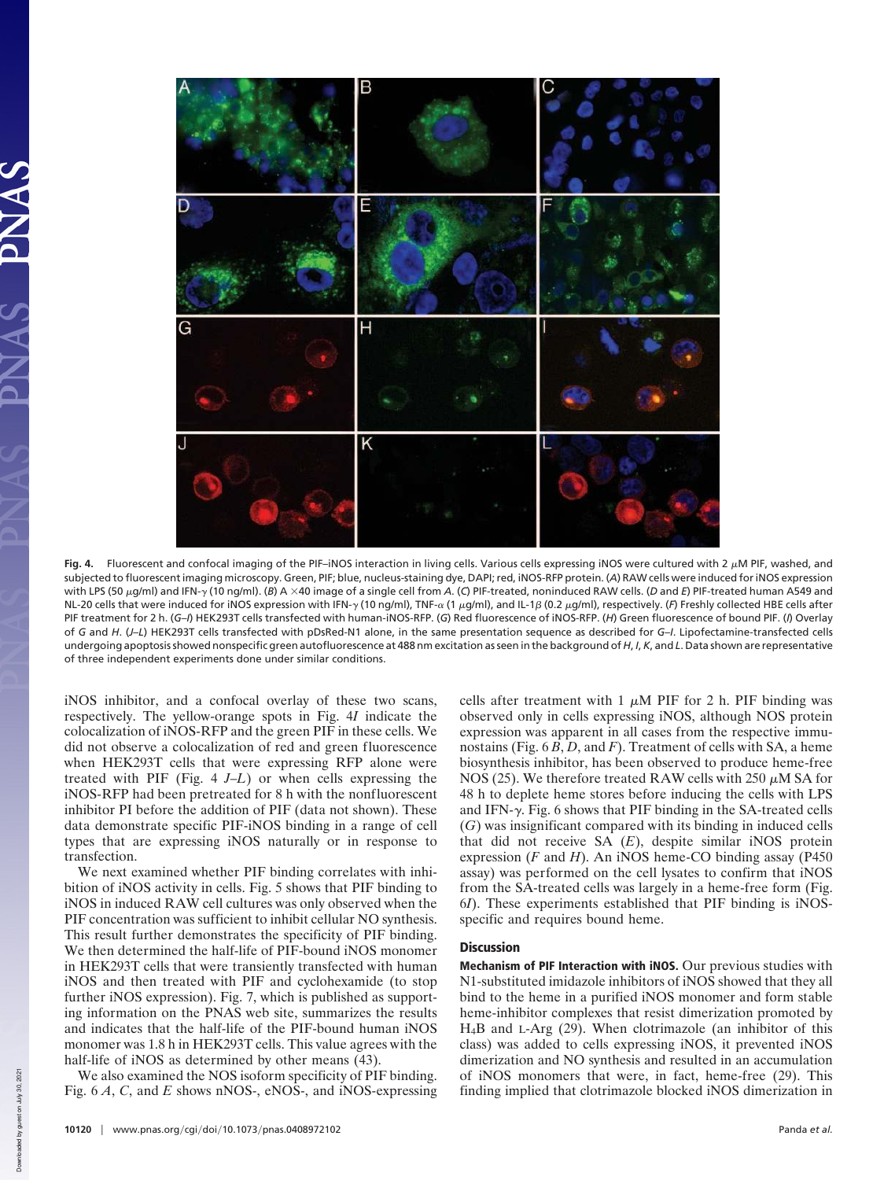**Fig. 4.** Fluorescent and confocal imaging of the PIF–iNOS interaction in living cells. Various cells expressing iNOS were cultured with 2 $\mu$M PIF, washed, and subjected to fluorescent imaging microscopy. Green, PIF; blue, nucleus-staining dye, DAPI; red, iNOS-RFP protein. (*A*) RAW cells were induced for iNOS expression with LPS (50 $\mu$g/ml) and IFN-$\gamma$ (10 ng/ml). (*B*) A $\times$40 image of a single cell from *A*. (*C*) PIF-treated, noninduced RAW cells. (*D* and *E*) PIF-treated human A549 and NL-20 cells that were induced for iNOS expression with IFN-$\gamma$ (10 ng/ml), TNF-$\alpha$ (1 $\mu$g/ml), and IL-1$\beta$ (0.2 $\mu$g/ml), respectively. (*F*) Freshly collected HBE cells after PIF treatment for 2 h. (*G*–*I*) HEK293T cells transfected with human-iNOS-RFP. (*G*) Red fluorescence of iNOS-RFP. (*H*) Green fluorescence of bound PIF. (*I*) Overlay of *G* and *H*. (*J*–*L*) HEK293T cells transfected with pDsRed-N1 alone, in the same presentation sequence as described for *G*–*I*. Lipofectamine-transfected cells undergoing apoptosis showed nonspecific green autofluorescence at 488 nm excitation as seen in the background of *H*, *I*, *K*, and *L*. Data shown are representative of three independent experiments done under similar conditions.

iNOS inhibitor, and a confocal overlay of these two scans, respectively. The yellow-orange spots in Fig. 4*I* indicate the colocalization of iNOS-RFP and the green PIF in these cells. We did not observe a colocalization of red and green fluorescence when HEK293T cells that were expressing RFP alone were treated with PIF (Fig. 4 *J*–*L*) or when cells expressing the iNOS-RFP had been pretreated for 8 h with the nonfluorescent inhibitor PI before the addition of PIF (data not shown). These data demonstrate specific PIF-iNOS binding in a range of cell types that are expressing iNOS naturally or in response to transfection.

We next examined whether PIF binding correlates with inhibition of iNOS activity in cells. Fig. 5 shows that PIF binding to iNOS in induced RAW cell cultures was only observed when the PIF concentration was sufficient to inhibit cellular NO synthesis. This result further demonstrates the specificity of PIF binding. We then determined the half-life of PIF-bound iNOS monomer in HEK293T cells that were transiently transfected with human iNOS and then treated with PIF and cyclohexamide (to stop further iNOS expression). Fig. 7, which is published as supporting information on the PNAS web site, summarizes the results and indicates that the half-life of the PIF-bound human iNOS monomer was 1.8 h in HEK293T cells. This value agrees with the half-life of iNOS as determined by other means (43).

We also examined the NOS isoform specificity of PIF binding. Fig. 6 *A*, *C*, and *E* shows nNOS-, eNOS-, and iNOS-expressing cells after treatment with 1 $\mu$M PIF for 2 h. PIF binding was observed only in cells expressing iNOS, although NOS protein expression was apparent in all cases from the respective immunostains (Fig. 6 *B*, *D*, and *F*). Treatment of cells with SA, a heme biosynthesis inhibitor, has been observed to produce heme-free NOS (25). We therefore treated RAW cells with 250 $\mu$M SA for 48 h to deplete heme stores before inducing the cells with LPS and IFN-$\gamma$. Fig. 6 shows that PIF binding in the SA-treated cells (*G*) was insignificant compared with its binding in induced cells that did not receive SA (*E*), despite similar iNOS protein expression (*F* and *H*). An iNOS heme-CO binding assay (P450 assay) was performed on the cell lysates to confirm that iNOS from the SA-treated cells was largely in a heme-free form (Fig. 6*I*). These experiments established that PIF binding is iNOS-specific and requires bound heme.

## Discussion

**Mechanism of PIF Interaction with iNOS.** Our previous studies with N1-substituted imidazole inhibitors of iNOS showed that they all bind to the heme in a purified iNOS monomer and form stable heme-inhibitor complexes that resist dimerization promoted by $H_4B$ and L-Arg (29). When clotrimazole (an inhibitor of this class) was added to cells expressing iNOS, it prevented iNOS dimerization and NO synthesis and resulted in an accumulation of iNOS monomers that were, in fact, heme-free (29). This finding implied that clotrimazole blocked iNOS dimerization in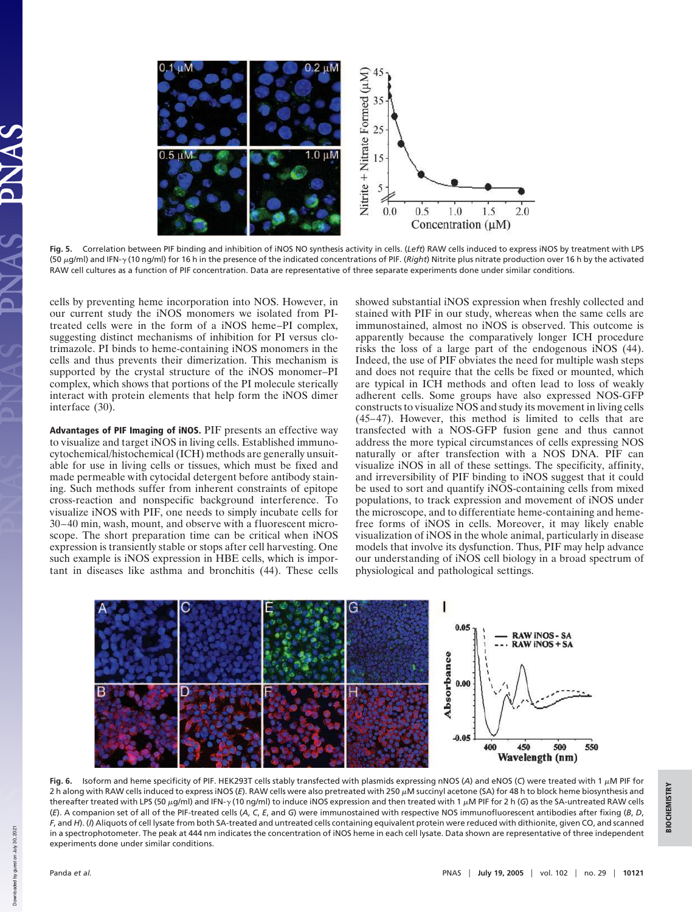0.1 μM
0.2 μM
0.5 μM
1.0 μM

Nitrite + Nitrate Formed (μM)
45
35
25
15
5
0.0
0.5
1.0
1.5
2.0
Concentration (μM)

**Fig. 5.** Correlation between PIF binding and inhibition of iNOS NO synthesis activity in cells. (*Left*) RAW cells induced to express iNOS by treatment with LPS (50 $\mu$g/ml) and IFN-$\gamma$ (10 ng/ml) for 16 h in the presence of the indicated concentrations of PIF. (*Right*) Nitrite plus nitrate production over 16 h by the activated RAW cell cultures as a function of PIF concentration. Data are representative of three separate experiments done under similar conditions.

cells by preventing heme incorporation into NOS. However, in our current study the iNOS monomers we isolated from PI-treated cells were in the form of a iNOS heme–PI complex, suggesting distinct mechanisms of inhibition for PI versus clotrimazole. PI binds to heme-containing iNOS monomers in the cells and thus prevents their dimerization. This mechanism is supported by the crystal structure of the iNOS monomer–PI complex, which shows that portions of the PI molecule sterically interact with protein elements that help form the iNOS dimer interface (30).

**Advantages of PIF Imaging of iNOS.** PIF presents an effective way to visualize and target iNOS in living cells. Established immunocytochemical/histochemical (ICH) methods are generally unsuitable for use in living cells or tissues, which must be fixed and made permeable with cytocidal detergent before antibody staining. Such methods suffer from inherent constraints of epitope cross-reaction and nonspecific background interference. To visualize iNOS with PIF, one needs to simply incubate cells for 30–40 min, wash, mount, and observe with a fluorescent microscope. The short preparation time can be critical when iNOS expression is transiently stable or stops after cell harvesting. One such example is iNOS expression in HBE cells, which is important in diseases like asthma and bronchitis (44). These cells showed substantial iNOS expression when freshly collected and stained with PIF in our study, whereas when the same cells are immunostained, almost no iNOS is observed. This outcome is apparently because the comparatively longer ICH procedure risks the loss of a large part of the endogenous iNOS (44). Indeed, the use of PIF obviates the need for multiple wash steps and does not require that the cells be fixed or mounted, which are typical in ICH methods and often lead to loss of weakly adherent cells. Some groups have also expressed NOS-GFP constructs to visualize NOS and study its movement in living cells (45–47). However, this method is limited to cells that are transfected with a NOS-GFP fusion gene and thus cannot address the more typical circumstances of cells expressing NOS naturally or after transfection with a NOS DNA. PIF can visualize iNOS in all of these settings. The specificity, affinity, and irreversibility of PIF binding to iNOS suggest that it could be used to sort and quantify iNOS-containing cells from mixed populations, to track expression and movement of iNOS under the microscope, and to differentiate heme-containing and heme-free forms of iNOS in cells. Moreover, it may likely enable visualization of iNOS in the whole animal, particularly in disease models that involve its dysfunction. Thus, PIF may help advance our understanding of iNOS cell biology in a broad spectrum of physiological and pathological settings.

A
B
C
D
E
F
G
H
I

Absorbance
0.05
0.00
-0.05
400
450
500
550
Wavelength (nm)
RAW iNOS - SA
RAW iNOS + SA

**Fig. 6.** Isoform and heme specificity of PIF. HEK293T cells stably transfected with plasmids expressing nNOS (*A*) and eNOS (*C*) were treated with 1 $\mu$M PIF for 2 h along with RAW cells induced to express iNOS (*E*). RAW cells were also pretreated with 250 $\mu$M succinyl acetone (SA) for 48 h to block heme biosynthesis and thereafter treated with LPS (50 $\mu$g/ml) and IFN-$\gamma$ (10 ng/ml) to induce iNOS expression and then treated with 1 $\mu$M PIF for 2 h (*G*) as the SA-untreated RAW cells (*E*). A companion set of all of the PIF-treated cells (*A*, *C*, *E*, and *G*) were immunostained with respective NOS immunofluorescent antibodies after fixing (*B*, *D*, *F*, and *H*). (*I*) Aliquots of cell lysate from both SA-treated and untreated cells containing equivalent protein were reduced with dithionite, given CO, and scanned in a spectrophotometer. The peak at 444 nm indicates the concentration of iNOS heme in each cell lysate. Data shown are representative of three independent experiments done under similar conditions.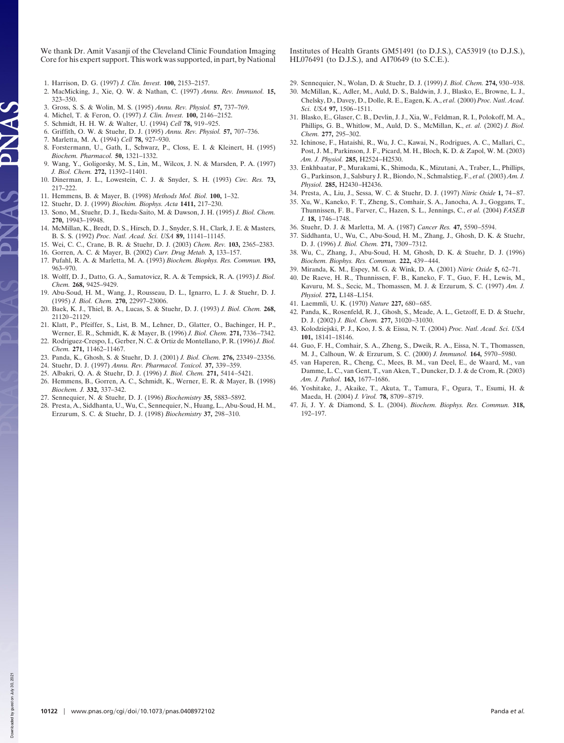We thank Dr. Amit Vasanji of the Cleveland Clinic Foundation Imaging Core for his expert support. This work was supported, in part, by National Institutes of Health Grants GM51491 (to D.J.S.), CA53919 (to D.J.S.), HL076491 (to D.J.S.), and AI70649 (to S.C.E.).

1. Harrison, D. G. (1997) *J. Clin. Invest.* **100,** 2153–2157.
2. MacMicking, J., Xie, Q. W. & Nathan, C. (1997) *Annu. Rev. Immunol.* **15,** 323–350.
3. Gross, S. S. & Wolin, M. S. (1995) *Annu. Rev. Physiol.* **57,** 737–769.
4. Michel, T. & Feron, O. (1997) *J. Clin. Invest.* **100,** 2146–2152.
5. Schmidt, H. H. W. & Walter, U. (1994) *Cell* **78,** 919–925.
6. Griffith, O. W. & Stuehr, D. J. (1995) *Annu. Rev. Physiol.* **57,** 707–736.
7. Marletta, M. A. (1994) *Cell* **78,** 927–930.
8. Forstermann, U., Gath, I., Schwarz, P., Closs, E. I. & Kleinert, H. (1995) *Biochem. Pharmacol.* **50,** 1321–1332.
9. Wang, Y., Goligorsky, M. S., Lin, M., Wilcox, J. N. & Marsden, P. A. (1997) *J. Biol. Chem.* **272,** 11392–11401.
10. Dinerman, J. L., Lowestein, C. J. & Snyder, S. H. (1993) *Circ. Res.* **73,** 217–222.
11. Hemmens, B. & Mayer, B. (1998) *Methods Mol. Biol.* **100,** 1–32.
12. Stuehr, D. J. (1999) *Biochim. Biophys. Acta* **1411,** 217–230.
13. Sono, M., Stuehr, D. J., Ikeda-Saito, M. & Dawson, J. H. (1995) *J. Biol. Chem.* **270,** 19943–19948.
14. McMillan, K., Bredt, D. S., Hirsch, D. J., Snyder, S. H., Clark, J. E. & Masters, B. S. S. (1992) *Proc. Natl. Acad. Sci. USA* **89,** 11141–11145.
15. Wei, C. C., Crane, B. R. & Stuehr, D. J. (2003) *Chem. Rev.* **103,** 2365–2383.
16. Gorren, A. C. & Mayer, B. (2002) *Curr. Drug Metab.* **3,** 133–157.
17. Pufahl, R. A. & Marletta, M. A. (1993) *Biochem. Biophys. Res. Commun.* **193,** 963–970.
18. Wolff, D. J., Datto, G. A., Samatovicz, R. A. & Tempsick, R. A. (1993) *J. Biol. Chem.* **268,** 9425–9429.
19. Abu-Soud, H. M., Wang, J., Rousseau, D. L., Ignarro, L. J. & Stuehr, D. J. (1995) *J. Biol. Chem.* **270,** 22997–23006.
20. Baek, K. J., Thiel, B. A., Lucas, S. & Stuehr, D. J. (1993) *J. Biol. Chem.* **268,** 21120–21129.
21. Klatt, P., Pfeiffer, S., List, B. M., Lehner, D., Glatter, O., Bachinger, H. P., Werner, E. R., Schmidt, K. & Mayer, B. (1996) *J. Biol. Chem.* **271,** 7336–7342.
22. Rodriguez-Crespo, I., Gerber, N. C. & Ortiz de Montellano, P. R. (1996) *J. Biol. Chem.* **271,** 11462–11467.
23. Panda, K., Ghosh, S. & Stuehr, D. J. (2001) *J. Biol. Chem.* **276,** 23349–23356.
24. Stuehr, D. J. (1997) *Annu. Rev. Pharmacol. Toxicol.* **37,** 339–359.
25. Albakri, Q. A. & Stuehr, D. J. (1996) *J. Biol. Chem.* **271,** 5414–5421.
26. Hemmens, B., Gorren, A. C., Schmidt, K., Werner, E. R. & Mayer, B. (1998) *Biochem. J.* **332,** 337–342.
27. Sennequier, N. & Stuehr, D. J. (1996) *Biochemistry* **35,** 5883–5892.
28. Presta, A., Siddhanta, U., Wu, C., Sennequier, N., Huang, L., Abu-Soud, H. M., Erzurum, S. C. & Stuehr, D. J. (1998) *Biochemistry* **37,** 298–310.
29. Sennequier, N., Wolan, D. & Stuehr, D. J. (1999) *J. Biol. Chem.* **274,** 930–938.
30. McMillan, K., Adler, M., Auld, D. S., Baldwin, J. J., Blasko, E., Browne, L. J., Chelsky, D., Davey, D., Dolle, R. E., Eagen, K. A., *et al.* (2000) *Proc. Natl. Acad. Sci. USA* **97,** 1506–1511.
31. Blasko, E., Glaser, C. B., Devlin, J. J., Xia, W., Feldman, R. I., Polokoff, M. A., Phillips, G. B., Whitlow, M., Auld, D. S., McMillan, K., *et. al.* (2002) *J. Biol. Chem.* **277,** 295–302.
32. Ichinose, F., Hataishi, R., Wu, J. C., Kawai, N., Rodrigues, A. C., Mallari, C., Post, J. M., Parkinson, J. F., Picard, M. H., Bloch, K. D. & Zapol, W. M. (2003) *Am. J. Physiol.* **285,** H2524–H2530.
33. Enkhbaatar, P., Murakami, K., Shimoda, K., Mizutani, A., Traber, L., Phillips, G., Parkinson, J., Salsbury J. R., Biondo, N., Schmalstieg, F., *et al.* (2003) *Am. J. Physiol.* **285,** H2430–H2436.
34. Presta, A., Liu, J., Sessa, W. C. & Stuehr, D. J. (1997) *Nitric Oxide* **1,** 74–87.
35. Xu, W., Kaneko, F. T., Zheng, S., Comhair, S. A., Janocha, A. J., Goggans, T., Thunnissen, F. B., Farver, C., Hazen, S. L., Jennings, C., *et al.* (2004) *FASEB J.* **18,** 1746–1748.
36. Stuehr, D. J. & Marletta, M. A. (1987) *Cancer Res.* **47,** 5590–5594.
37. Siddhanta, U., Wu, C., Abu-Soud, H. M., Zhang, J., Ghosh, D. K. & Stuehr, D. J. (1996) *J. Biol. Chem.* **271,** 7309–7312.
38. Wu, C., Zhang, J., Abu-Soud, H. M, Ghosh, D. K. & Stuehr, D. J. (1996) *Biochem. Biophys. Res. Commun.* **222,** 439–444.
39. Miranda, K. M., Espey, M. G. & Wink, D. A. (2001) *Nitric Oxide* **5,** 62–71.
40. De Raeve, H. R., Thunnissen, F. B., Kaneko, F. T., Guo, F. H., Lewis, M., Kavuru, M. S., Secic, M., Thomassen, M. J. & Erzurum, S. C. (1997) *Am. J. Physiol.* **272,** L148–L154.
41. Laemmli, U. K. (1970) *Nature* **227,** 680–685.
42. Panda, K., Rosenfeld, R. J., Ghosh, S., Meade, A. L., Getzoff, E. D. & Stuehr, D. J. (2002) *J. Biol. Chem.* **277,** 31020–31030.
43. Kolodziejski, P. J., Koo, J. S. & Eissa, N. T. (2004) *Proc. Natl. Acad. Sci. USA* **101,** 18141–18146.
44. Guo, F. H., Comhair, S. A., Zheng, S., Dweik, R. A., Eissa, N. T., Thomassen, M. J., Calhoun, W. & Erzurum, S. C. (2000) *J. Immunol.* **164,** 5970–5980.
45. van Haperen, R., Cheng, C., Mees, B. M., van Deel, E., de Waard, M., van Damme, L. C., van Gent, T., van Aken, T., Duncker, D. J. & de Crom, R. (2003) *Am. J. Pathol.* **163,** 1677–1686.
46. Yoshitake, J., Akaike, T., Akuta, T., Tamura, F., Ogura, T., Esumi, H. & Maeda, H. (2004) *J. Virol.* **78,** 8709–8719.
47. Ji, J. Y. & Diamond, S. L. (2004). *Biochem. Biophys. Res. Commun.* **318,** 192–197.